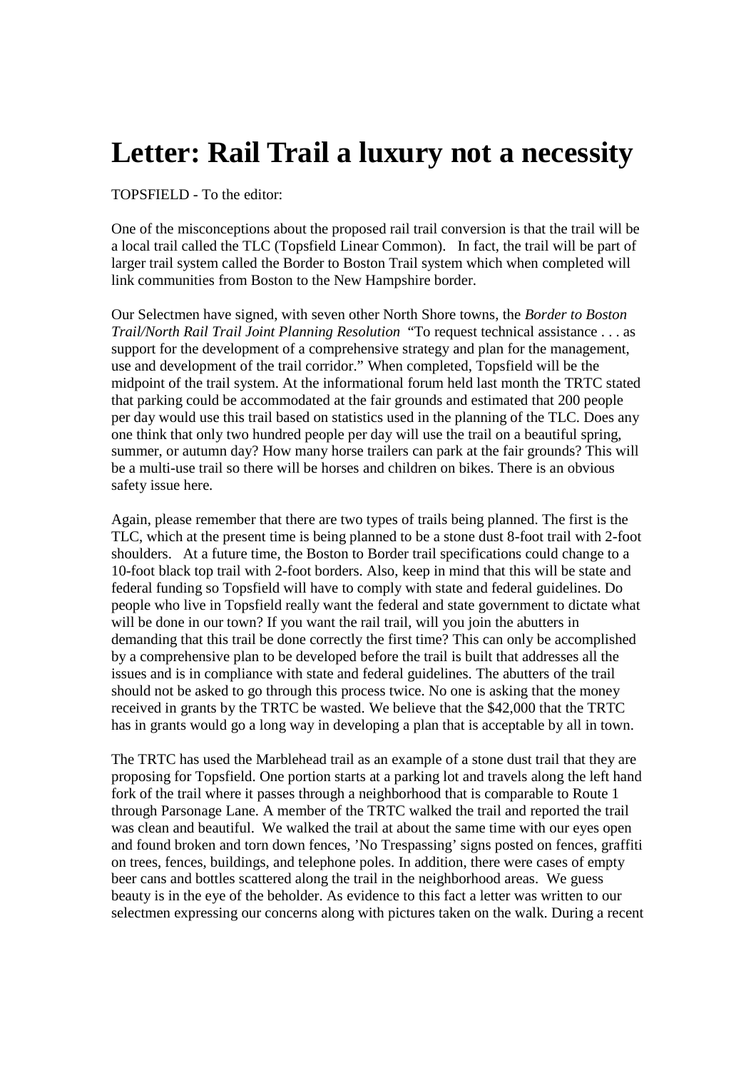# Letter: Rail Trail a luxury not a necessity

TOPSFIELD - To the editor:

One of the misconceptions about the proposed rail trail conversion is that the trail will be a local trail called the TLC (Topsfield Linear Common). In fact, the trail will be part of larger trail system called the Border to Boston Trail system which when completed will link communities from Boston to the New Hampshire border.

Our Selectmen have signed, with seven other North Shore towns, the *Border to Boston Trail/North Rail Trail Joint Planning Resolution* "To request technical assistance . . . as support for the development of a comprehensive strategy and plan for the management, use and development of the trail corridor." When completed, Topsfield will be the midpoint of the trail system. At the informational forum held last month the TRTC stated that parking could be accommodated at the fair grounds and estimated that 200 people per day would use this trail based on statistics used in the planning of the TLC. Does any one think that only two hundred people per day will use the trail on a beautiful spring, summer, or autumn day? How many horse trailers can park at the fair grounds? This will be a multi-use trail so there will be horses and children on bikes. There is an obvious safety issue here.

Again, please remember that there are two types of trails being planned. The first is the TLC, which at the present time is being planned to be a stone dust 8-foot trail with 2-foot shoulders. At a future time, the Boston to Border trail specifications could change to a 10-foot black top trail with 2-foot borders. Also, keep in mind that this will be state and federal funding so Topsfield will have to comply with state and federal guidelines. Do people who live in Topsfield really want the federal and state government to dictate what will be done in our town? If you want the rail trail, will you join the abutters in demanding that this trail be done correctly the first time? This can only be accomplished by a comprehensive plan to be developed before the trail is built that addresses all the issues and is in compliance with state and federal guidelines. The abutters of the trail should not be asked to go through this process twice. No one is asking that the money received in grants by the TRTC be wasted. We believe that the $42,000 that the TRTC has in grants would go a long way in developing a plan that is acceptable by all in town.

The TRTC has used the Marblehead trail as an example of a stone dust trail that they are proposing for Topsfield. One portion starts at a parking lot and travels along the left hand fork of the trail where it passes through a neighborhood that is comparable to Route 1 through Parsonage Lane. A member of the TRTC walked the trail and reported the trail was clean and beautiful. We walked the trail at about the same time with our eyes open and found broken and torn down fences, 'No Trespassing' signs posted on fences, graffiti on trees, fences, buildings, and telephone poles. In addition, there were cases of empty beer cans and bottles scattered along the trail in the neighborhood areas. We guess beauty is in the eye of the beholder. As evidence to this fact a letter was written to our selectmen expressing our concerns along with pictures taken on the walk. During a recent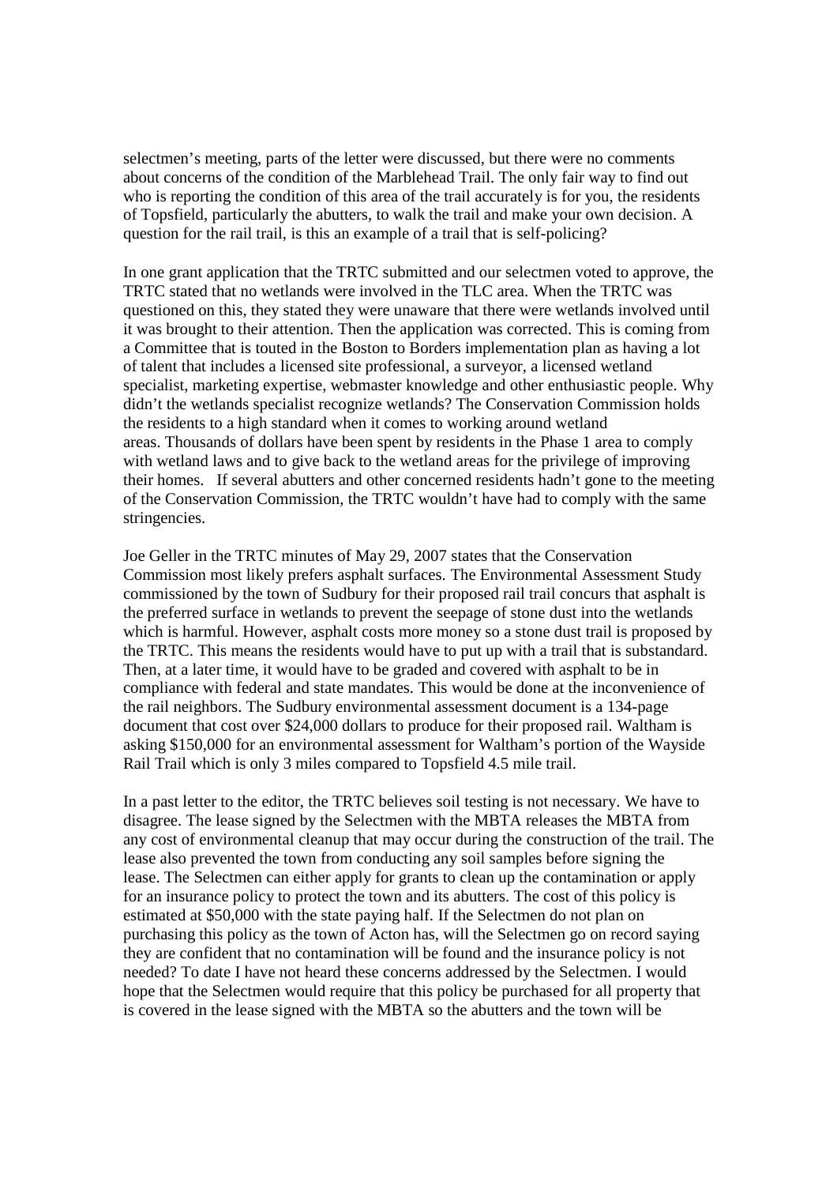selectmen's meeting, parts of the letter were discussed, but there were no comments about concerns of the condition of the Marblehead Trail. The only fair way to find out who is reporting the condition of this area of the trail accurately is for you, the residents of Topsfield, particularly the abutters, to walk the trail and make your own decision. A question for the rail trail, is this an example of a trail that is self-policing?

In one grant application that the TRTC submitted and our selectmen voted to approve, the TRTC stated that no wetlands were involved in the TLC area. When the TRTC was questioned on this, they stated they were unaware that there were wetlands involved until it was brought to their attention. Then the application was corrected. This is coming from a Committee that is touted in the Boston to Borders implementation plan as having a lot of talent that includes a licensed site professional, a surveyor, a licensed wetland specialist, marketing expertise, webmaster knowledge and other enthusiastic people. Why didn't the wetlands specialist recognize wetlands? The Conservation Commission holds the residents to a high standard when it comes to working around wetland areas. Thousands of dollars have been spent by residents in the Phase 1 area to comply with wetland laws and to give back to the wetland areas for the privilege of improving their homes. If several abutters and other concerned residents hadn't gone to the meeting of the Conservation Commission, the TRTC wouldn't have had to comply with the same stringencies.

Joe Geller in the TRTC minutes of May 29, 2007 states that the Conservation Commission most likely prefers asphalt surfaces. The Environmental Assessment Study commissioned by the town of Sudbury for their proposed rail trail concurs that asphalt is the preferred surface in wetlands to prevent the seepage of stone dust into the wetlands which is harmful. However, asphalt costs more money so a stone dust trail is proposed by the TRTC. This means the residents would have to put up with a trail that is substandard. Then, at a later time, it would have to be graded and covered with asphalt to be in compliance with federal and state mandates. This would be done at the inconvenience of the rail neighbors. The Sudbury environmental assessment document is a 134-page document that cost over $24,000 dollars to produce for their proposed rail. Waltham is asking $150,000 for an environmental assessment for Waltham's portion of the Wayside Rail Trail which is only 3 miles compared to Topsfield 4.5 mile trail.

In a past letter to the editor, the TRTC believes soil testing is not necessary. We have to disagree. The lease signed by the Selectmen with the MBTA releases the MBTA from any cost of environmental cleanup that may occur during the construction of the trail. The lease also prevented the town from conducting any soil samples before signing the lease. The Selectmen can either apply for grants to clean up the contamination or apply for an insurance policy to protect the town and its abutters. The cost of this policy is estimated at $50,000 with the state paying half. If the Selectmen do not plan on purchasing this policy as the town of Acton has, will the Selectmen go on record saying they are confident that no contamination will be found and the insurance policy is not needed? To date I have not heard these concerns addressed by the Selectmen. I would hope that the Selectmen would require that this policy be purchased for all property that is covered in the lease signed with the MBTA so the abutters and the town will be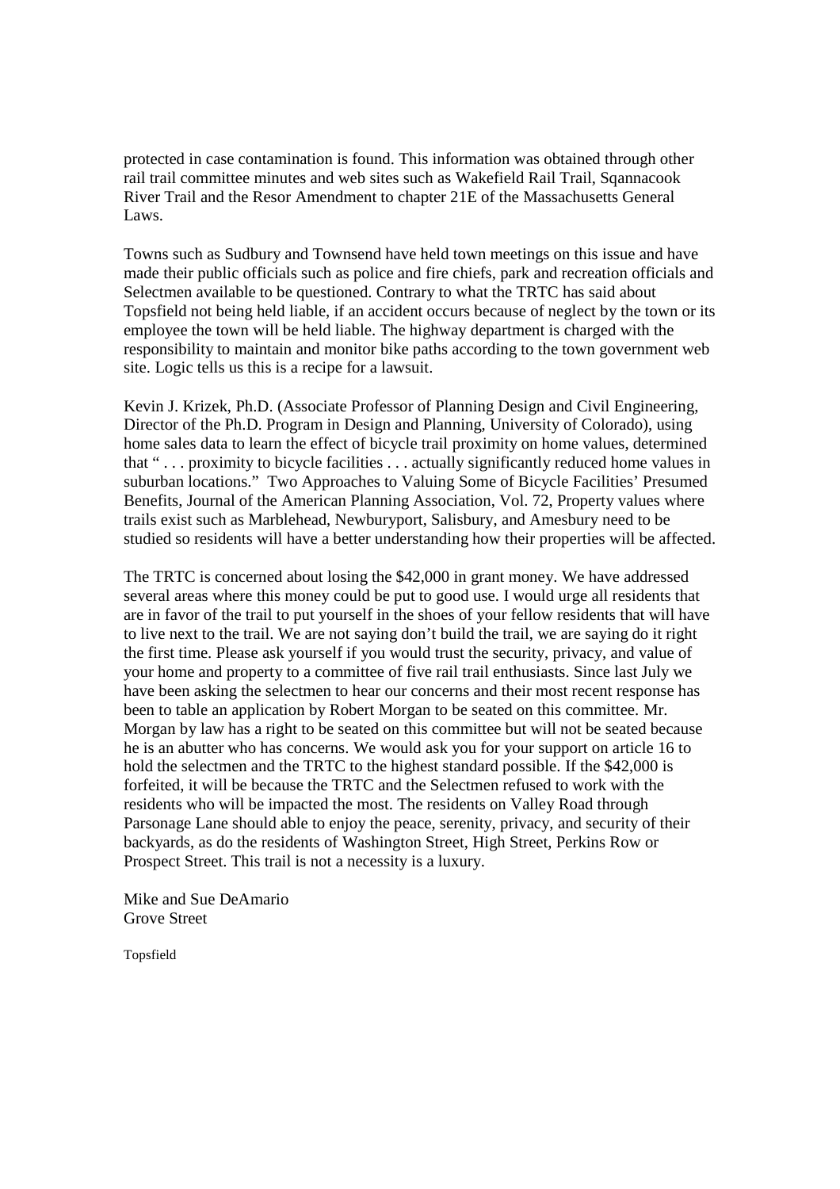protected in case contamination is found. This information was obtained through other rail trail committee minutes and web sites such as Wakefield Rail Trail, Sqannacook River Trail and the Resor Amendment to chapter 21E of the Massachusetts General Laws.

Towns such as Sudbury and Townsend have held town meetings on this issue and have made their public officials such as police and fire chiefs, park and recreation officials and Selectmen available to be questioned. Contrary to what the TRTC has said about Topsfield not being held liable, if an accident occurs because of neglect by the town or its employee the town will be held liable. The highway department is charged with the responsibility to maintain and monitor bike paths according to the town government web site. Logic tells us this is a recipe for a lawsuit.

Kevin J. Krizek, Ph.D. (Associate Professor of Planning Design and Civil Engineering, Director of the Ph.D. Program in Design and Planning, University of Colorado), using home sales data to learn the effect of bicycle trail proximity on home values, determined that " . . . proximity to bicycle facilities . . . actually significantly reduced home values in suburban locations." Two Approaches to Valuing Some of Bicycle Facilities' Presumed Benefits, Journal of the American Planning Association, Vol. 72, Property values where trails exist such as Marblehead, Newburyport, Salisbury, and Amesbury need to be studied so residents will have a better understanding how their properties will be affected.

The TRTC is concerned about losing the $42,000 in grant money. We have addressed several areas where this money could be put to good use. I would urge all residents that are in favor of the trail to put yourself in the shoes of your fellow residents that will have to live next to the trail. We are not saying don't build the trail, we are saying do it right the first time. Please ask yourself if you would trust the security, privacy, and value of your home and property to a committee of five rail trail enthusiasts. Since last July we have been asking the selectmen to hear our concerns and their most recent response has been to table an application by Robert Morgan to be seated on this committee. Mr. Morgan by law has a right to be seated on this committee but will not be seated because he is an abutter who has concerns. We would ask you for your support on article 16 to hold the selectmen and the TRTC to the highest standard possible. If the $42,000 is forfeited, it will be because the TRTC and the Selectmen refused to work with the residents who will be impacted the most. The residents on Valley Road through Parsonage Lane should able to enjoy the peace, serenity, privacy, and security of their backyards, as do the residents of Washington Street, High Street, Perkins Row or Prospect Street. This trail is not a necessity is a luxury.

Mike and Sue DeAmario
Grove Street

Topsfield